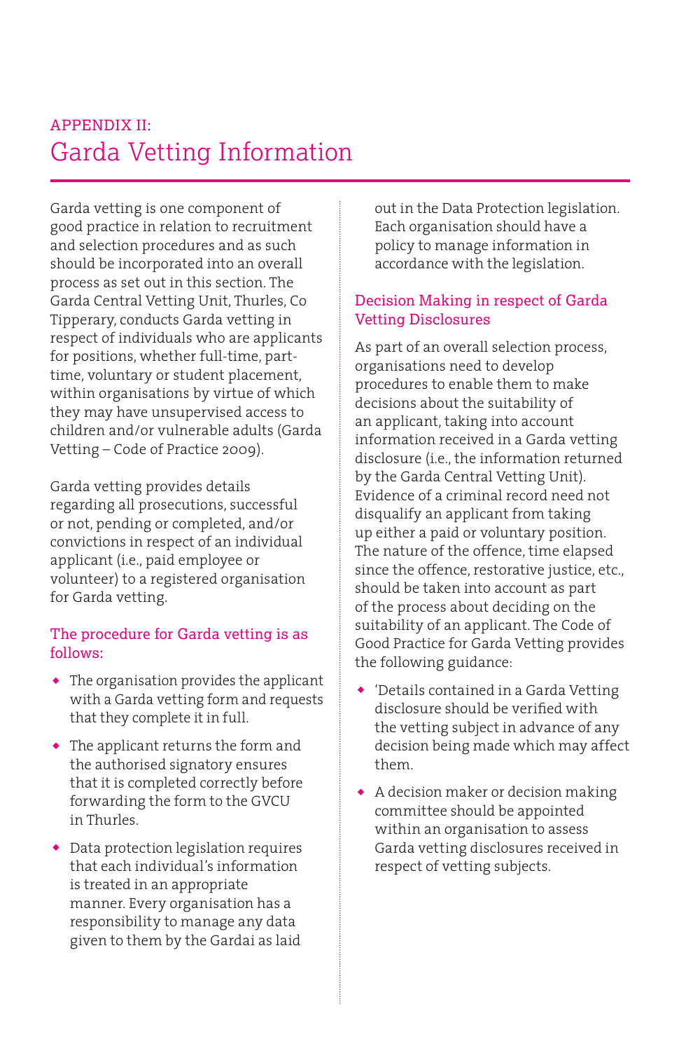# APPENDIX II: Garda Vetting Information

Garda vetting is one component of good practice in relation to recruitment and selection procedures and as such should be incorporated into an overall process as set out in this section. The Garda Central Vetting Unit, Thurles, Co Tipperary, conducts Garda vetting in respect of individuals who are applicants for positions, whether full-time, part-time, voluntary or student placement, within organisations by virtue of which they may have unsupervised access to children and/or vulnerable adults (Garda Vetting – Code of Practice 2009).

Garda vetting provides details regarding all prosecutions, successful or not, pending or completed, and/or convictions in respect of an individual applicant (i.e., paid employee or volunteer) to a registered organisation for Garda vetting.

## The procedure for Garda vetting is as follows:

- The organisation provides the applicant with a Garda vetting form and requests that they complete it in full.
- The applicant returns the form and the authorised signatory ensures that it is completed correctly before forwarding the form to the GVCU in Thurles.
- Data protection legislation requires that each individual's information is treated in an appropriate manner. Every organisation has a responsibility to manage any data given to them by the Gardai as laid out in the Data Protection legislation. Each organisation should have a policy to manage information in accordance with the legislation.

## Decision Making in respect of Garda Vetting Disclosures

As part of an overall selection process, organisations need to develop procedures to enable them to make decisions about the suitability of an applicant, taking into account information received in a Garda vetting disclosure (i.e., the information returned by the Garda Central Vetting Unit). Evidence of a criminal record need not disqualify an applicant from taking up either a paid or voluntary position. The nature of the offence, time elapsed since the offence, restorative justice, etc., should be taken into account as part of the process about deciding on the suitability of an applicant. The Code of Good Practice for Garda Vetting provides the following guidance:

- 'Details contained in a Garda Vetting disclosure should be verified with the vetting subject in advance of any decision being made which may affect them.
- A decision maker or decision making committee should be appointed within an organisation to assess Garda vetting disclosures received in respect of vetting subjects.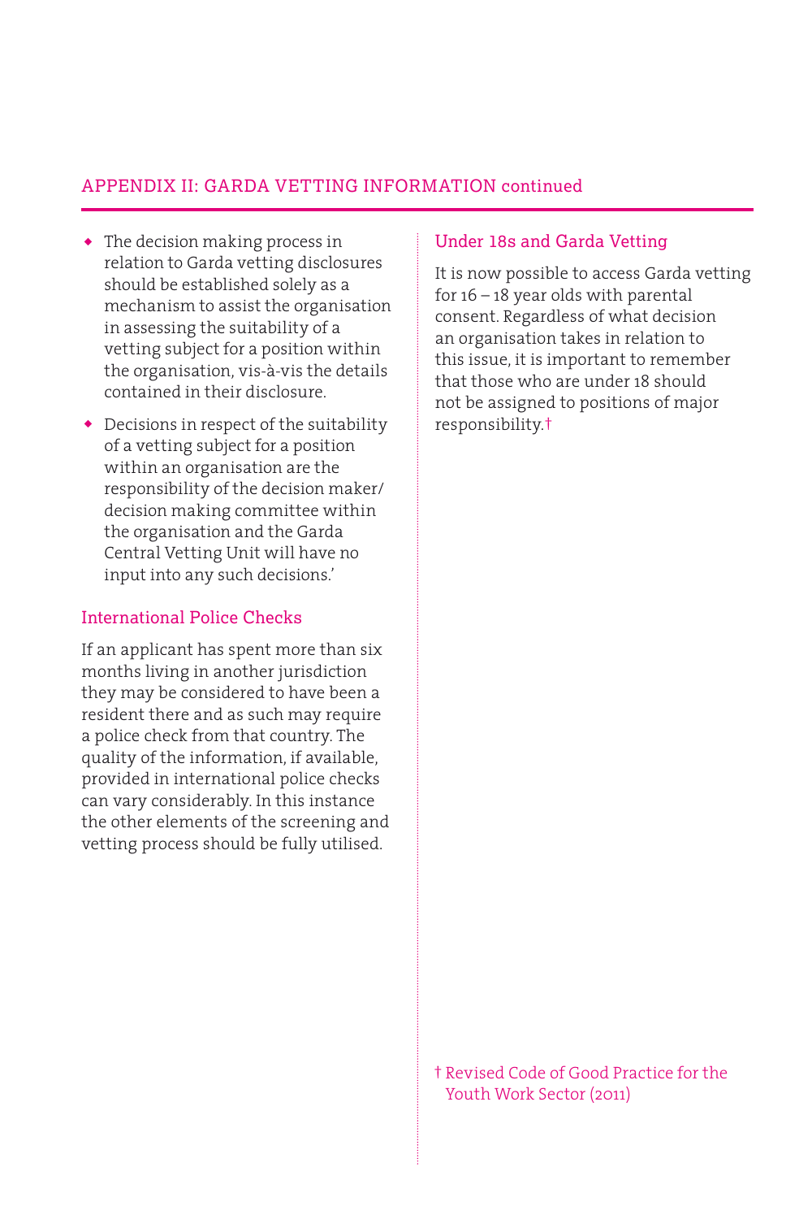## APPENDIX II: GARDA VETTING INFORMATION continued

- The decision making process in relation to Garda vetting disclosures should be established solely as a mechanism to assist the organisation in assessing the suitability of a vetting subject for a position within the organisation, vis-à-vis the details contained in their disclosure.
- Decisions in respect of the suitability of a vetting subject for a position within an organisation are the responsibility of the decision maker/ decision making committee within the organisation and the Garda Central Vetting Unit will have no input into any such decisions.'

### International Police Checks

If an applicant has spent more than six months living in another jurisdiction they may be considered to have been a resident there and as such may require a police check from that country. The quality of the information, if available, provided in international police checks can vary considerably. In this instance the other elements of the screening and vetting process should be fully utilised.

### Under 18s and Garda Vetting

It is now possible to access Garda vetting for 16 – 18 year olds with parental consent. Regardless of what decision an organisation takes in relation to this issue, it is important to remember that those who are under 18 should not be assigned to positions of major responsibility.†

† Revised Code of Good Practice for the Youth Work Sector (2011)